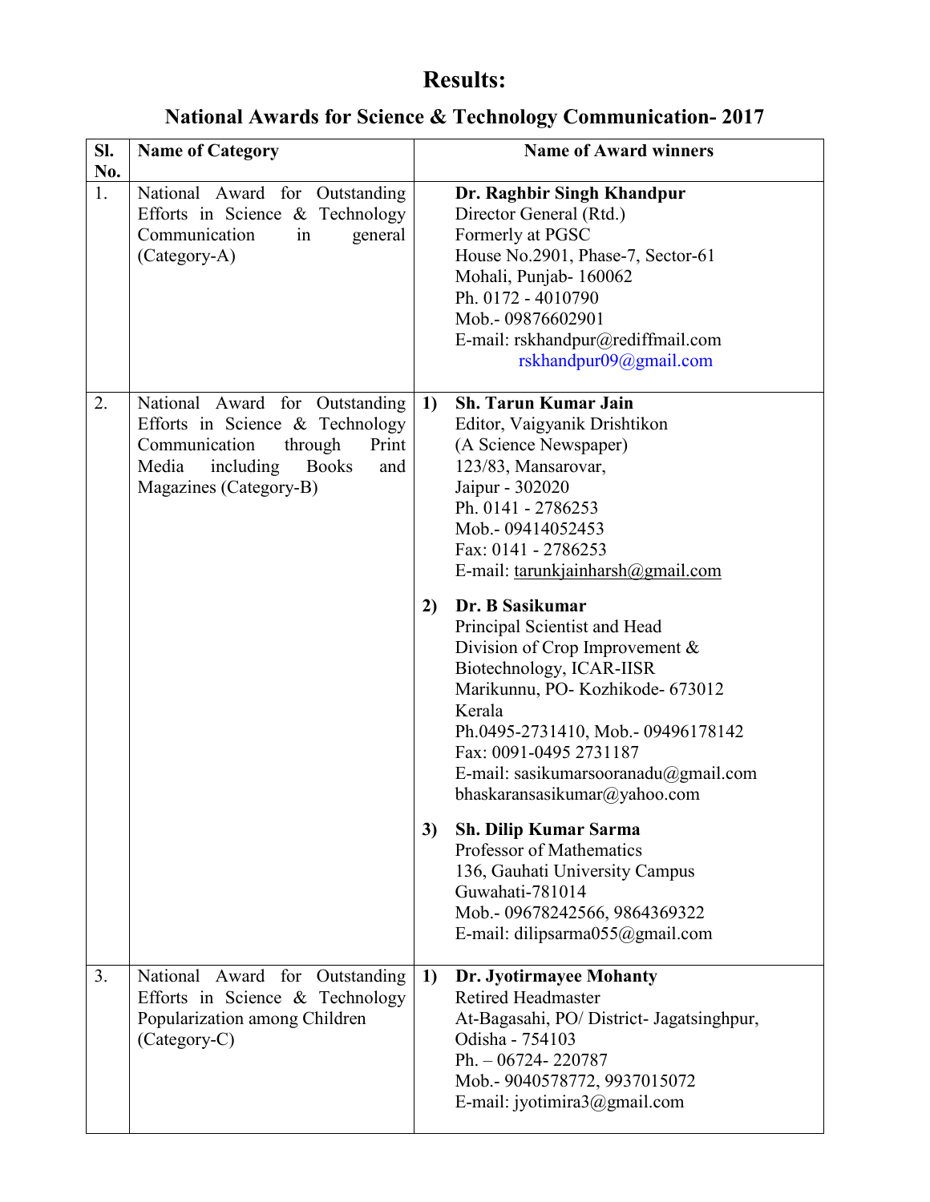# Results:

## National Awards for Science & Technology Communication- 2017

| Sl. No. | Name of Category | Name of Award winners |
|---|---|---|
| 1. | National Award for Outstanding Efforts in Science & Technology Communication in general (Category-A) | **Dr. Raghbir Singh Khandpur**<br>Director General (Rtd.)<br>Formerly at PGSC<br>House No.2901, Phase-7, Sector-61<br>Mohali, Punjab- 160062<br>Ph. 0172 - 4010790<br>Mob.- 09876602901<br>E-mail: rskhandpur@rediffmail.com<br>rskhandpur09@gmail.com |
| 2. | National Award for Outstanding Efforts in Science & Technology Communication through Print Media including Books and Magazines (Category-B) | **1) Sh. Tarun Kumar Jain**<br>Editor, Vaigyanik Drishtikon<br>(A Science Newspaper)<br>123/83, Mansarovar,<br>Jaipur - 302020<br>Ph. 0141 - 2786253<br>Mob.- 09414052453<br>Fax: 0141 - 2786253<br>E-mail: tarunkjainharsh@gmail.com<br><br>**2) Dr. B Sasikumar**<br>Principal Scientist and Head<br>Division of Crop Improvement &<br>Biotechnology, ICAR-IISR<br>Marikunnu, PO- Kozhikode- 673012<br>Kerala<br>Ph.0495-2731410, Mob.- 09496178142<br>Fax: 0091-0495 2731187<br>E-mail: sasikumarsooranadu@gmail.com<br>bhaskaransasikumar@yahoo.com<br><br>**3) Sh. Dilip Kumar Sarma**<br>Professor of Mathematics<br>136, Gauhati University Campus<br>Guwahati-781014<br>Mob.- 09678242566, 9864369322<br>E-mail: dilipsarma055@gmail.com |
| 3. | National Award for Outstanding Efforts in Science & Technology Popularization among Children (Category-C) | **1) Dr. Jyotirmayee Mohanty**<br>Retired Headmaster<br>At-Bagasahi, PO/ District- Jagatsinghpur,<br>Odisha - 754103<br>Ph. – 06724- 220787<br>Mob.- 9040578772, 9937015072<br>E-mail: jyotimira3@gmail.com |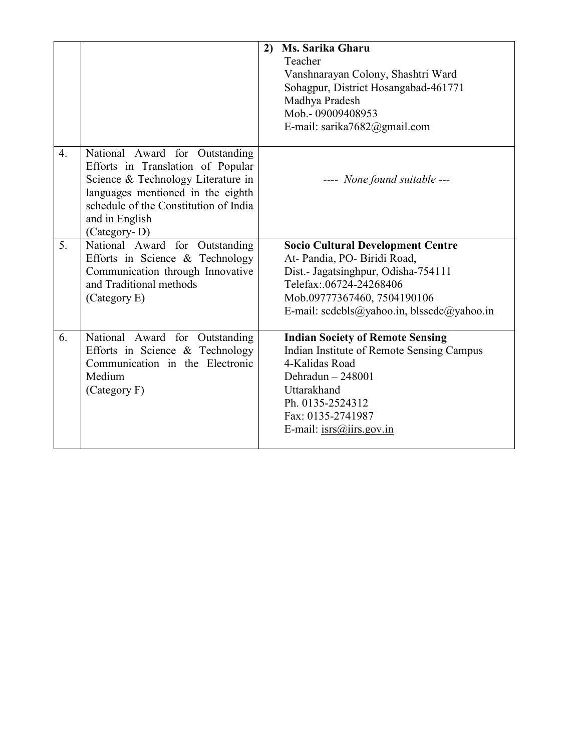| | | |
|---|---|---|
| | | **2) Ms. Sarika Gharu**<br>Teacher<br>Vanshnarayan Colony, Shashtri Ward<br>Sohagpur, District Hosangabad-461771<br>Madhya Pradesh<br>Mob.- 09009408953<br>E-mail: sarika7682@gmail.com |
| 4. | National Award for Outstanding Efforts in Translation of Popular Science & Technology Literature in languages mentioned in the eighth schedule of the Constitution of India and in English<br>(Category- D) | *---- None found suitable ---* |
| 5. | National Award for Outstanding Efforts in Science & Technology Communication through Innovative and Traditional methods<br>(Category E) | **Socio Cultural Development Centre**<br>At- Pandia, PO- Biridi Road,<br>Dist.- Jagatsinghpur, Odisha-754111<br>Telefax:.06724-24268406<br>Mob.09777367460, 7504190106<br>E-mail: scdcbls@yahoo.in, blsscdc@yahoo.in |
| 6. | National Award for Outstanding Efforts in Science & Technology Communication in the Electronic Medium<br>(Category F) | **Indian Society of Remote Sensing**<br>Indian Institute of Remote Sensing Campus<br>4-Kalidas Road<br>Dehradun – 248001<br>Uttarakhand<br>Ph. 0135-2524312<br>Fax: 0135-2741987<br>E-mail: isrs@iirs.gov.in |